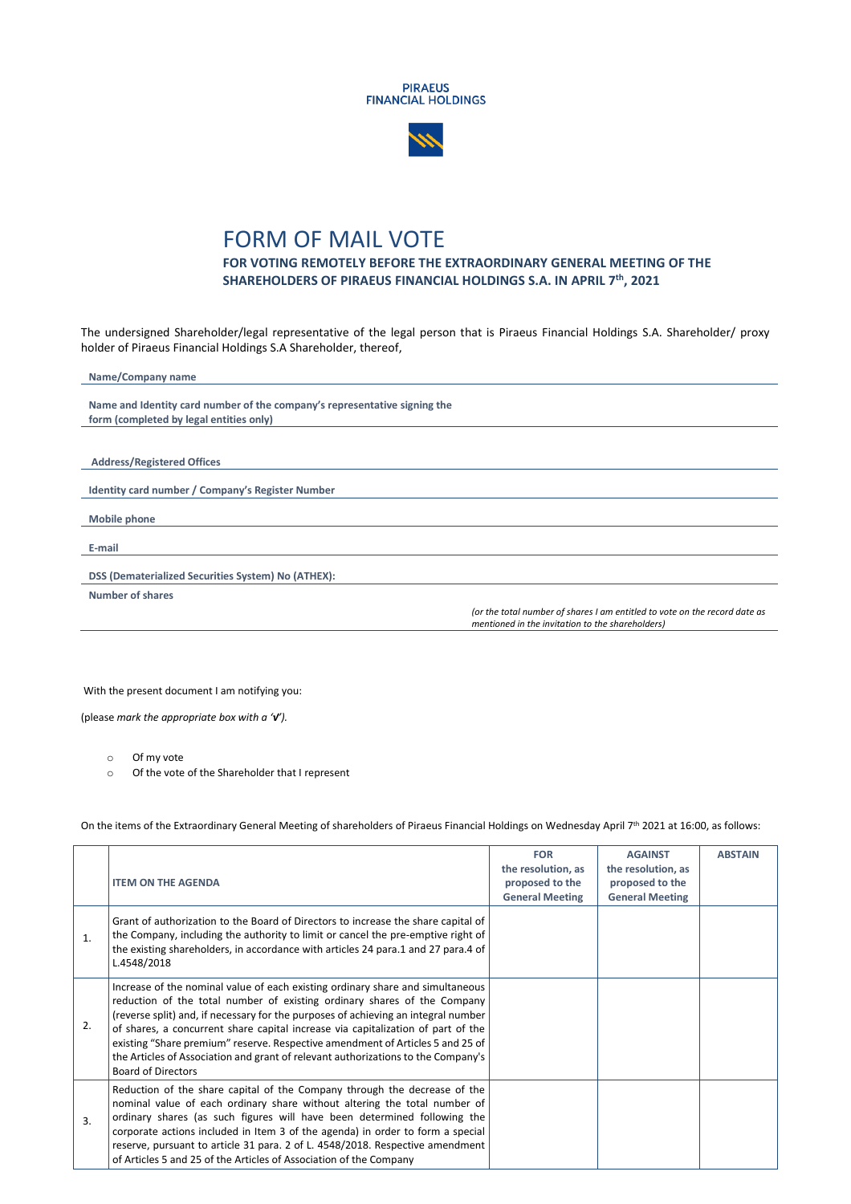PIRAEUS
FINANCIAL HOLDINGS

# FORM OF MAIL VOTE

### FOR VOTING REMOTELY BEFORE THE EXTRAORDINARY GENERAL MEETING OF THE SHAREHOLDERS OF PIRAEUS FINANCIAL HOLDINGS S.A. IN APRIL 7th, 2021

The undersigned Shareholder/legal representative of the legal person that is Piraeus Financial Holdings S.A. Shareholder/ proxy holder of Piraeus Financial Holdings S.A Shareholder, thereof,

**Name/Company name**

**Name and Identity card number of the company's representative signing the form (completed by legal entities only)**

**Address/Registered Offices**

**Identity card number / Company's Register Number**

**Mobile phone**

**E-mail**

**DSS (Dematerialized Securities System) No (ATHEX):**

**Number of shares**

*(or the total number of shares I am entitled to vote on the record date as mentioned in the invitation to the shareholders)*

With the present document I am notifying you:

(please *mark the appropriate box with a '****V****').*

- Of my vote
- Of the vote of the Shareholder that I represent

On the items of the Extraordinary General Meeting of shareholders of Piraeus Financial Holdings on Wednesday April 7th 2021 at 16:00, as follows:

| | ITEM ON THE AGENDA | FOR the resolution, as proposed to the General Meeting | AGAINST the resolution, as proposed to the General Meeting | ABSTAIN |
|---|---|---|---|---|
| 1. | Grant of authorization to the Board of Directors to increase the share capital of the Company, including the authority to limit or cancel the pre-emptive right of the existing shareholders, in accordance with articles 24 para.1 and 27 para.4 of L.4548/2018 | | | |
| 2. | Increase of the nominal value of each existing ordinary share and simultaneous reduction of the total number of existing ordinary shares of the Company (reverse split) and, if necessary for the purposes of achieving an integral number of shares, a concurrent share capital increase via capitalization of part of the existing "Share premium" reserve. Respective amendment of Articles 5 and 25 of the Articles of Association and grant of relevant authorizations to the Company's Board of Directors | | | |
| 3. | Reduction of the share capital of the Company through the decrease of the nominal value of each ordinary share without altering the total number of ordinary shares (as such figures will have been determined following the corporate actions included in Item 3 of the agenda) in order to form a special reserve, pursuant to article 31 para. 2 of L. 4548/2018. Respective amendment of Articles 5 and 25 of the Articles of Association of the Company | | | |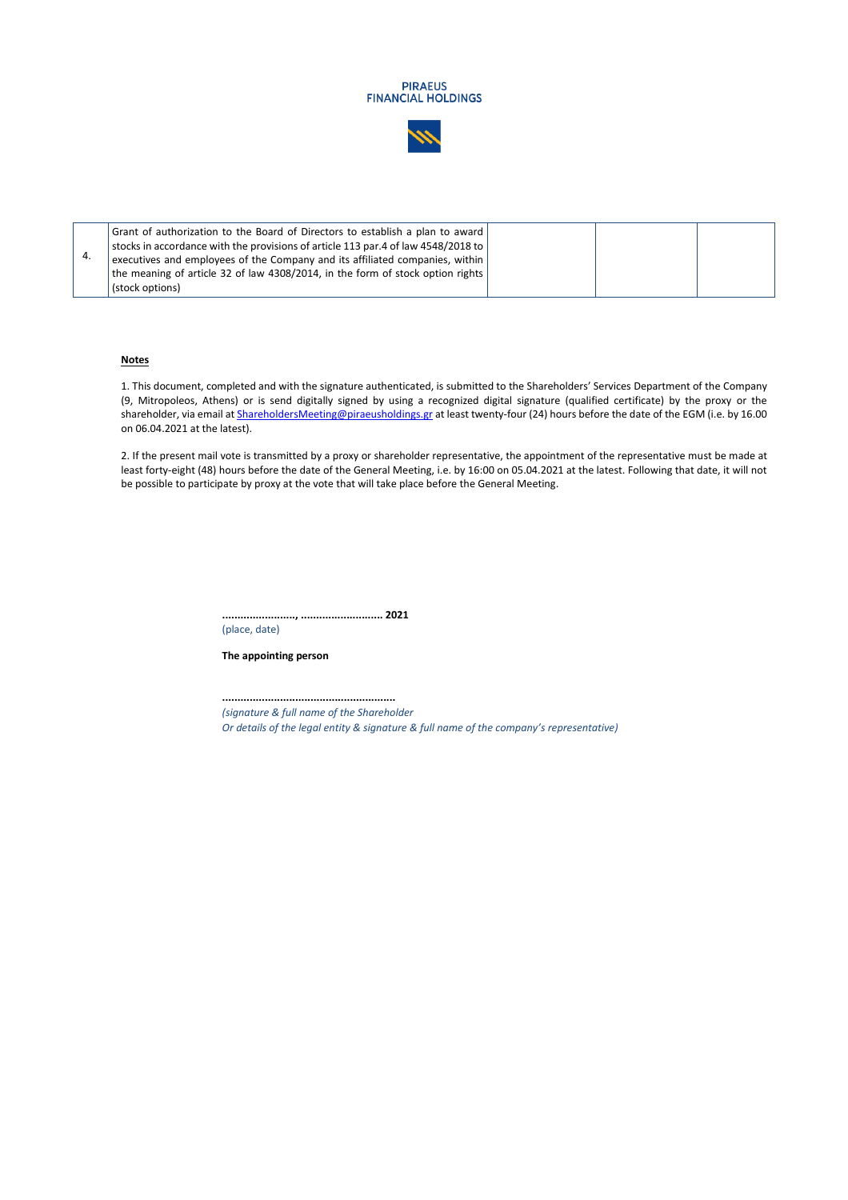PIRAEUS
FINANCIAL HOLDINGS

| | | | | |
|---|---|---|---|---|
| 4. | Grant of authorization to the Board of Directors to establish a plan to award stocks in accordance with the provisions of article 113 par.4 of law 4548/2018 to executives and employees of the Company and its affiliated companies, within the meaning of article 32 of law 4308/2014, in the form of stock option rights (stock options) | | | |

**Notes**

1. This document, completed and with the signature authenticated, is submitted to the Shareholders' Services Department of the Company (9, Mitropoleos, Athens) or is send digitally signed by using a recognized digital signature (qualified certificate) by the proxy or the shareholder, via email at ShareholdersMeeting@piraeusholdings.gr at least twenty-four (24) hours before the date of the EGM (i.e. by 16.00 on 06.04.2021 at the latest).

2. If the present mail vote is transmitted by a proxy or shareholder representative, the appointment of the representative must be made at least forty-eight (48) hours before the date of the General Meeting, i.e. by 16:00 on 05.04.2021 at the latest. Following that date, it will not be possible to participate by proxy at the vote that will take place before the General Meeting.

**……………………, ……………………… 2021**
(place, date)

**The appointing person**

**…………………………………………………**
*(signature & full name of the Shareholder*
*Or details of the legal entity & signature & full name of the company's representative)*